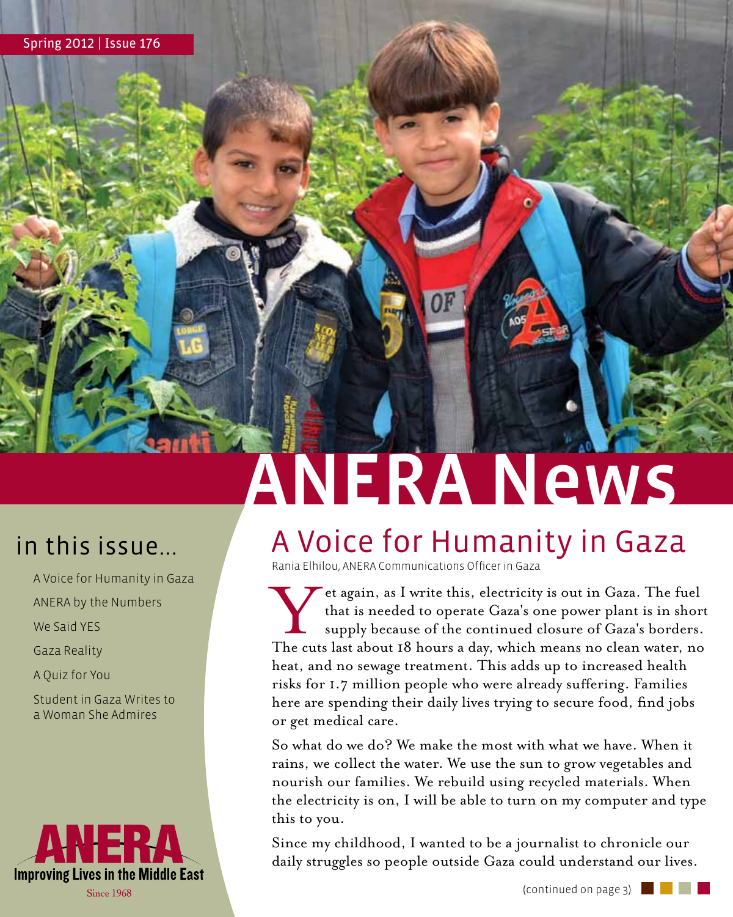Spring 2012 | Issue 176

# ANERA News

## in this issue...

- A Voice for Humanity in Gaza
- ANERA by the Numbers
- We Said YES
- Gaza Reality
- A Quiz for You
- Student in Gaza Writes to a Woman She Admires

ANERA
Improving Lives in the Middle East
Since 1968

## A Voice for Humanity in Gaza

Rania Elhilou, ANERA Communications Officer in Gaza

Yet again, as I write this, electricity is out in Gaza. The fuel that is needed to operate Gaza's one power plant is in short supply because of the continued closure of Gaza's borders. The cuts last about 18 hours a day, which means no clean water, no heat, and no sewage treatment. This adds up to increased health risks for 1.7 million people who were already suffering. Families here are spending their daily lives trying to secure food, find jobs or get medical care.

So what do we do? We make the most with what we have. When it rains, we collect the water. We use the sun to grow vegetables and nourish our families. We rebuild using recycled materials. When the electricity is on, I will be able to turn on my computer and type this to you.

Since my childhood, I wanted to be a journalist to chronicle our daily struggles so people outside Gaza could understand our lives.

(continued on page 3)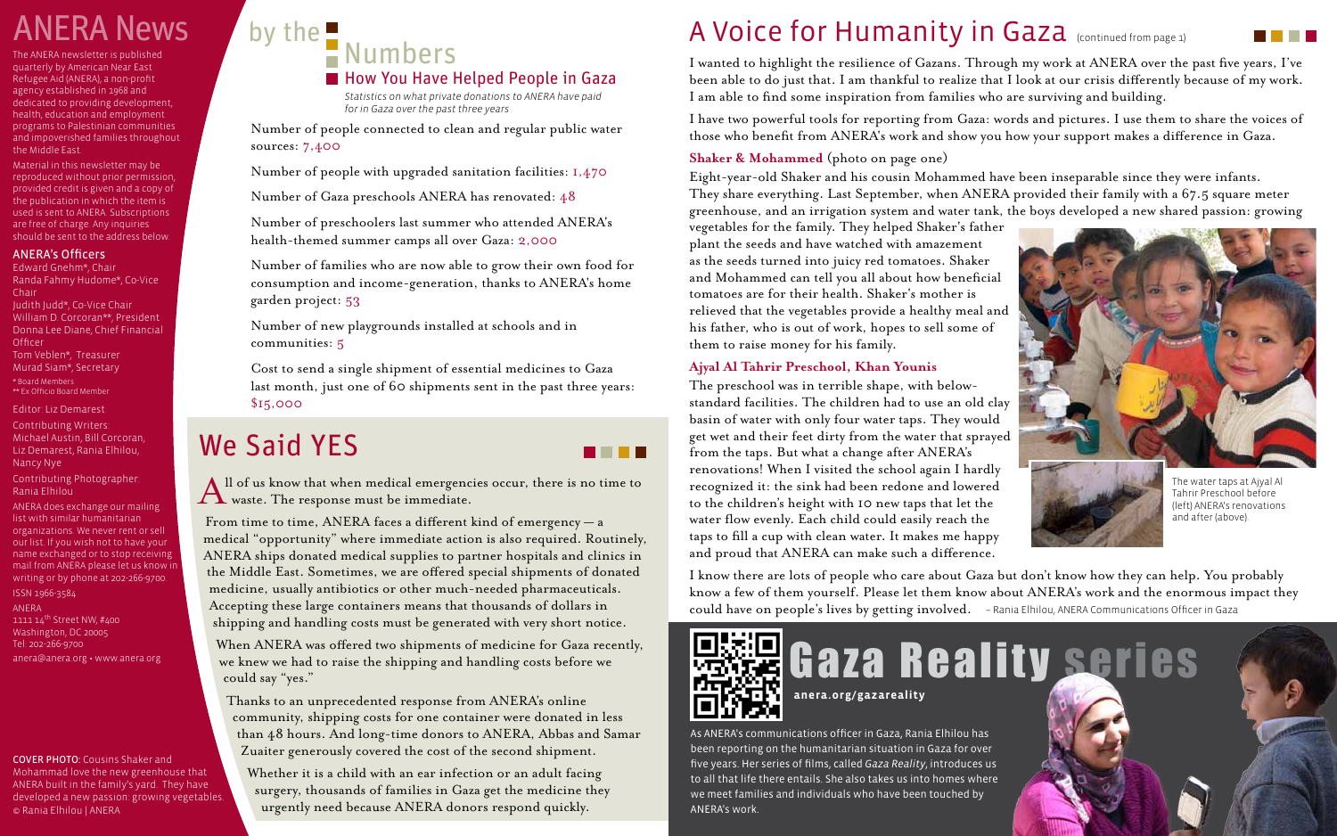# ANERA News

The ANERA newsletter is published quarterly by American Near East Refugee Aid (ANERA), a non-profit agency established in 1968 and dedicated to providing development, health, education and employment programs to Palestinian communities and impoverished families throughout the Middle East.

Material in this newsletter may be reproduced without prior permission, provided credit is given and a copy of the publication in which the item is used is sent to ANERA. Subscriptions are free of charge. Any inquiries should be sent to the address below.

### ANERA's Officers

Edward Gnehm*, Chair
Randa Fahmy Hudome*, Co-Vice Chair
Judith Judd*, Co-Vice Chair
William D. Corcoran**, President
Donna Lee Diane, Chief Financial Officer
Tom Veblen*, Treasurer
Murad Siam*, Secretary

* Board Members
** Ex Officio Board Member

Editor: Liz Demarest

Contributing Writers: Michael Austin, Bill Corcoran, Liz Demarest, Rania Elhilou, Nancy Nye

Contributing Photographer: Rania Elhilou

ANERA does exchange our mailing list with similar humanitarian organizations. We never rent or sell our list. If you wish not to have your name exchanged or to stop receiving mail from ANERA please let us know in writing or by phone at 202-266-9700.

ISSN 1966-3584

ANERA
1111 14th Street NW, #400
Washington, DC 20005
Tel: 202-266-9700
anera@anera.org • www.anera.org

COVER PHOTO: Cousins Shaker and Mohammad love the new greenhouse that ANERA built in the family's yard. They have developed a new passion: growing vegetables. © Rania Elhilou | ANERA

# by the Numbers

## How You Have Helped People in Gaza

*Statistics on what private donations to ANERA have paid for in Gaza over the past three years*

Number of people connected to clean and regular public water sources: 7,400

Number of people with upgraded sanitation facilities: 1,470

Number of Gaza preschools ANERA has renovated: 48

Number of preschoolers last summer who attended ANERA's health-themed summer camps all over Gaza: 2,000

Number of families who are now able to grow their own food for consumption and income-generation, thanks to ANERA's home garden project: 53

Number of new playgrounds installed at schools and in communities: 5

Cost to send a single shipment of essential medicines to Gaza last month, just one of 60 shipments sent in the past three years: $15,000

# We Said YES

All of us know that when medical emergencies occur, there is no time to waste. The response must be immediate.

From time to time, ANERA faces a different kind of emergency — a medical "opportunity" where immediate action is also required. Routinely, ANERA ships donated medical supplies to partner hospitals and clinics in the Middle East. Sometimes, we are offered special shipments of donated medicine, usually antibiotics or other much-needed pharmaceuticals. Accepting these large containers means that thousands of dollars in shipping and handling costs must be generated with very short notice.

When ANERA was offered two shipments of medicine for Gaza recently, we knew we had to raise the shipping and handling costs before we could say "yes."

Thanks to an unprecedented response from ANERA's online community, shipping costs for one container were donated in less than 48 hours. And long-time donors to ANERA, Abbas and Samar Zuaiter generously covered the cost of the second shipment.

Whether it is a child with an ear infection or an adult facing surgery, thousands of families in Gaza get the medicine they urgently need because ANERA donors respond quickly.

# A Voice for Humanity in Gaza (continued from page 1)

I wanted to highlight the resilience of Gazans. Through my work at ANERA over the past five years, I've been able to do just that. I am thankful to realize that I look at our crisis differently because of my work. I am able to find some inspiration from families who are surviving and building.

I have two powerful tools for reporting from Gaza: words and pictures. I use them to share the voices of those who benefit from ANERA's work and show you how your support makes a difference in Gaza.

**Shaker & Mohammed** (photo on page one)

Eight-year-old Shaker and his cousin Mohammed have been inseparable since they were infants. They share everything. Last September, when ANERA provided their family with a 67.5 square meter greenhouse, and an irrigation system and water tank, the boys developed a new shared passion: growing vegetables for the family. They helped Shaker's father plant the seeds and have watched with amazement as the seeds turned into juicy red tomatoes. Shaker and Mohammed can tell you all about how beneficial tomatoes are for their health. Shaker's mother is relieved that the vegetables provide a healthy meal and his father, who is out of work, hopes to sell some of them to raise money for his family.

**Ajyal Al Tahrir Preschool, Khan Younis**

The preschool was in terrible shape, with below-standard facilities. The children had to use an old clay basin of water with only four water taps. They would get wet and their feet dirty from the water that sprayed from the taps. But what a change after ANERA's renovations! When I visited the school again I hardly recognized it: the sink had been redone and lowered to the children's height with 10 new taps that let the water flow evenly. Each child could easily reach the taps to fill a cup with clean water. It makes me happy and proud that ANERA can make such a difference.

The water taps at Ajyal Al Tahrir Preschool before (left) ANERA's renovations and after (above).

I know there are lots of people who care about Gaza but don't know how they can help. You probably know a few of them yourself. Please let them know about ANERA's work and the enormous impact they could have on people's lives by getting involved. – Rania Elhilou, ANERA Communications Officer in Gaza

# Gaza Reality series

**anera.org/gazareality**

As ANERA's communications officer in Gaza, Rania Elhilou has been reporting on the humanitarian situation in Gaza for over five years. Her series of films, called *Gaza Reality*, introduces us to all that life there entails. She also takes us into homes where we meet families and individuals who have been touched by ANERA's work.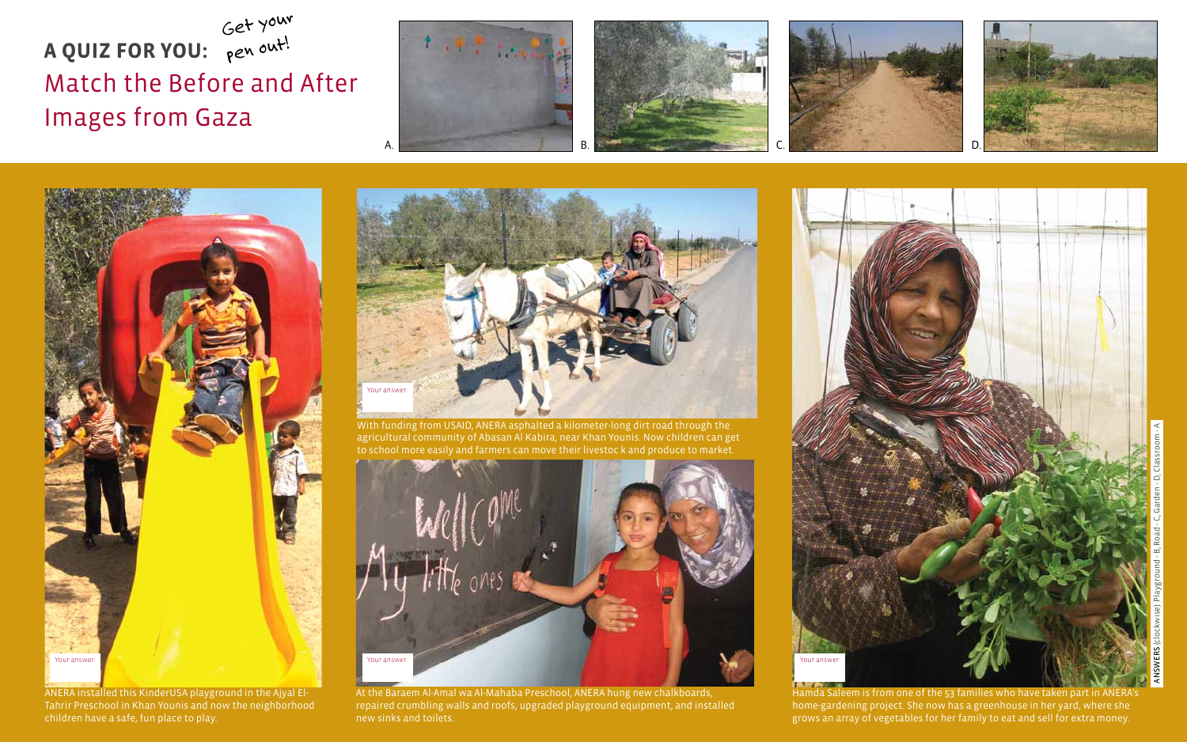**A QUIZ FOR YOU:** Get your pen out!

# Match the Before and After Images from Gaza

A.

B.

C.

D.

Your answer

ANERA installed this KinderUSA playground in the Ajyal El-Tahrir Preschool in Khan Younis and now the neighborhood children have a safe, fun place to play.

Your answer

With funding from USAID, ANERA asphalted a kilometer-long dirt road through the agricultural community of Abasan Al Kabira, near Khan Younis. Now children can get to school more easily and farmers can move their livestoc k and produce to market.

Your answer

At the Baraem Al-Amal wa Al-Mahaba Preschool, ANERA hung new chalkboards, repaired crumbling walls and roofs, upgraded playground equipment, and installed new sinks and toilets.

Your answer

Hamda Saleem is from one of the 53 families who have taken part in ANERA's home-gardening project. She now has a greenhouse in her yard, where she grows an array of vegetables for her family to eat and sell for extra money.

**ANSWERS** (clockwise) Playground - B, Road - C, Garden - D, Classroom - A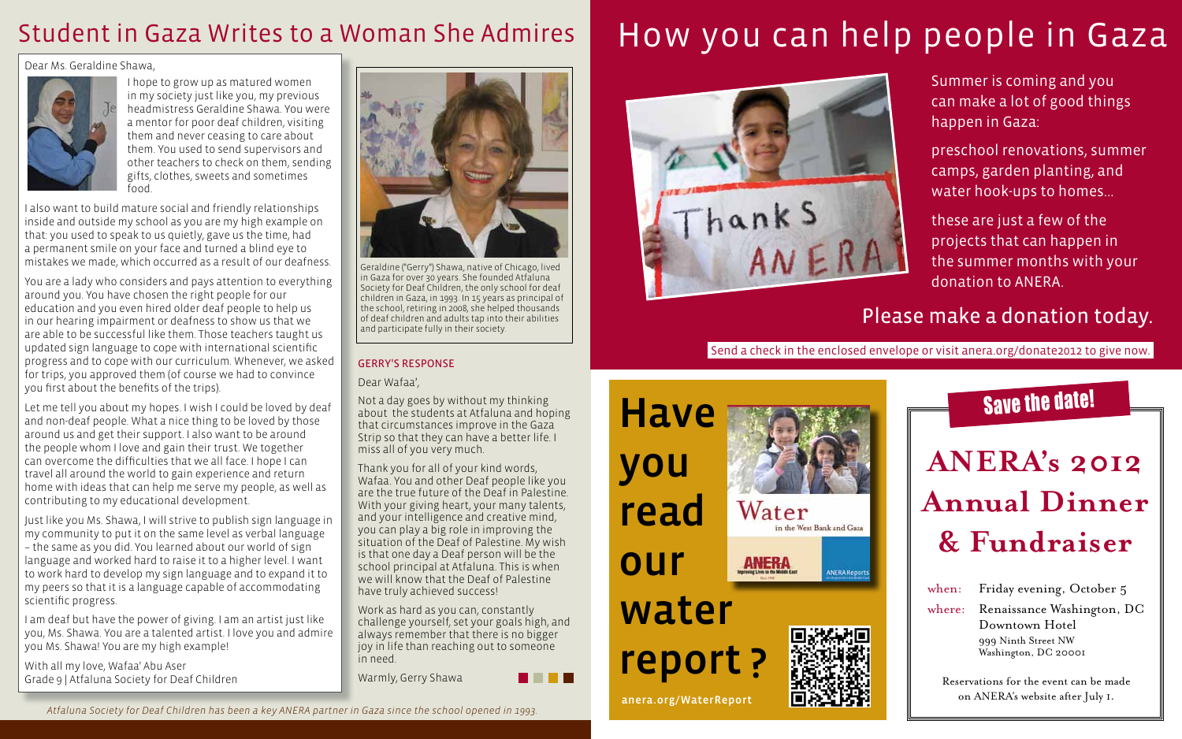## Student in Gaza Writes to a Woman She Admires

Dear Ms. Geraldine Shawa,

I hope to grow up as matured women in my society just like you, my previous headmistress Geraldine Shawa. You were a mentor for poor deaf children, visiting them and never ceasing to care about them. You used to send supervisors and other teachers to check on them, sending gifts, clothes, sweets and sometimes food.

I also want to build mature social and friendly relationships inside and outside my school as you are my high example on that: you used to speak to us quietly, gave us the time, had a permanent smile on your face and turned a blind eye to mistakes we made, which occurred as a result of our deafness.

You are a lady who considers and pays attention to everything around you. You have chosen the right people for our education and you even hired older deaf people to help us in our hearing impairment or deafness to show us that we are able to be successful like them. Those teachers taught us updated sign language to cope with international scientific progress and to cope with our curriculum. Whenever, we asked for trips, you approved them (of course we had to convince you first about the benefits of the trips).

Let me tell you about my hopes. I wish I could be loved by deaf and non-deaf people. What a nice thing to be loved by those around us and get their support. I also want to be around the people whom I love and gain their trust. We together can overcome the difficulties that we all face. I hope I can travel all around the world to gain experience and return home with ideas that can help me serve my people, as well as contributing to my educational development.

Just like you Ms. Shawa, I will strive to publish sign language in my community to put it on the same level as verbal language – the same as you did. You learned about our world of sign language and worked hard to raise it to a higher level. I want to work hard to develop my sign language and to expand it to my peers so that it is a language capable of accommodating scientific progress.

I am deaf but have the power of giving. I am an artist just like you, Ms. Shawa. You are a talented artist. I love you and admire you Ms. Shawa! You are my high example!

With all my love, Wafaa' Abu Aser
Grade 9 | Atfaluna Society for Deaf Children

Geraldine ("Gerry") Shawa, native of Chicago, lived in Gaza for over 30 years. She founded Atfaluna Society for Deaf Children, the only school for deaf children in Gaza, in 1993. In 15 years as principal of the school, retiring in 2008, she helped thousands of deaf children and adults tap into their abilities and participate fully in their society.

### GERRY'S RESPONSE

Dear Wafaa',

Not a day goes by without my thinking about the students at Atfaluna and hoping that circumstances improve in the Gaza Strip so that they can have a better life. I miss all of you very much.

Thank you for all of your kind words, Wafaa. You and other Deaf people like you are the true future of the Deaf in Palestine. With your giving heart, your many talents, and your intelligence and creative mind, you can play a big role in improving the situation of the Deaf of Palestine. My wish is that one day a Deaf person will be the school principal at Atfaluna. This is when we will know that the Deaf of Palestine have truly achieved success!

Work as hard as you can, constantly challenge yourself, set your goals high, and always remember that there is no bigger joy in life than reaching out to someone in need.

Warmly, Gerry Shawa

*Atfaluna Society for Deaf Children has been a key ANERA partner in Gaza since the school opened in 1993.*

## How you can help people in Gaza

Thanks ANERA

Summer is coming and you can make a lot of good things happen in Gaza:

preschool renovations, summer camps, garden planting, and water hook-ups to homes...

these are just a few of the projects that can happen in the summer months with your donation to ANERA.

### Please make a donation today.

Send a check in the enclosed envelope or visit anera.org/donate2012 to give now.

## Have you read our water report?

Water in the West Bank and Gaza

ANERA Improving Lives in the Middle East

ANERA Reports

**anera.org/WaterReport**

## Save the date!

## ANERA's 2012 Annual Dinner & Fundraiser

when: Friday evening, October 5

where: Renaissance Washington, DC Downtown Hotel
999 Ninth Street NW
Washington, DC 20001

Reservations for the event can be made on ANERA's website after July 1.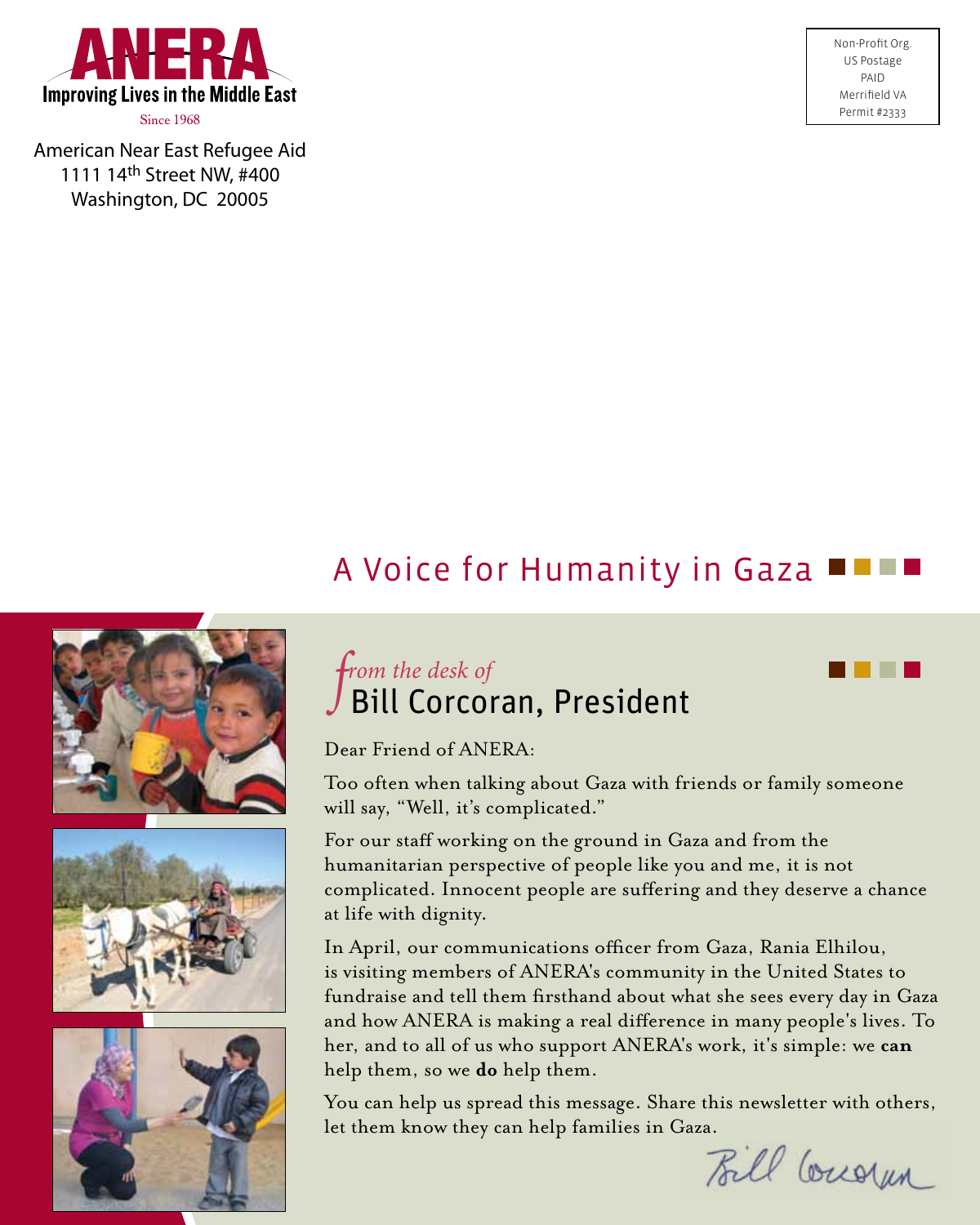# ANERA

**Improving Lives in the Middle East**

Since 1968

American Near East Refugee Aid
1111 14th Street NW, #400
Washington, DC 20005

Non-Profit Org.
US Postage
PAID
Merrifield VA
Permit #2333

## A Voice for Humanity in Gaza

### *from the desk of* Bill Corcoran, President

Dear Friend of ANERA:

Too often when talking about Gaza with friends or family someone will say, "Well, it's complicated."

For our staff working on the ground in Gaza and from the humanitarian perspective of people like you and me, it is not complicated. Innocent people are suffering and they deserve a chance at life with dignity.

In April, our communications officer from Gaza, Rania Elhilou, is visiting members of ANERA's community in the United States to fundraise and tell them firsthand about what she sees every day in Gaza and how ANERA is making a real difference in many people's lives. To her, and to all of us who support ANERA's work, it's simple: we **can** help them, so we **do** help them.

You can help us spread this message. Share this newsletter with others, let them know they can help families in Gaza.

Bill Corcoran